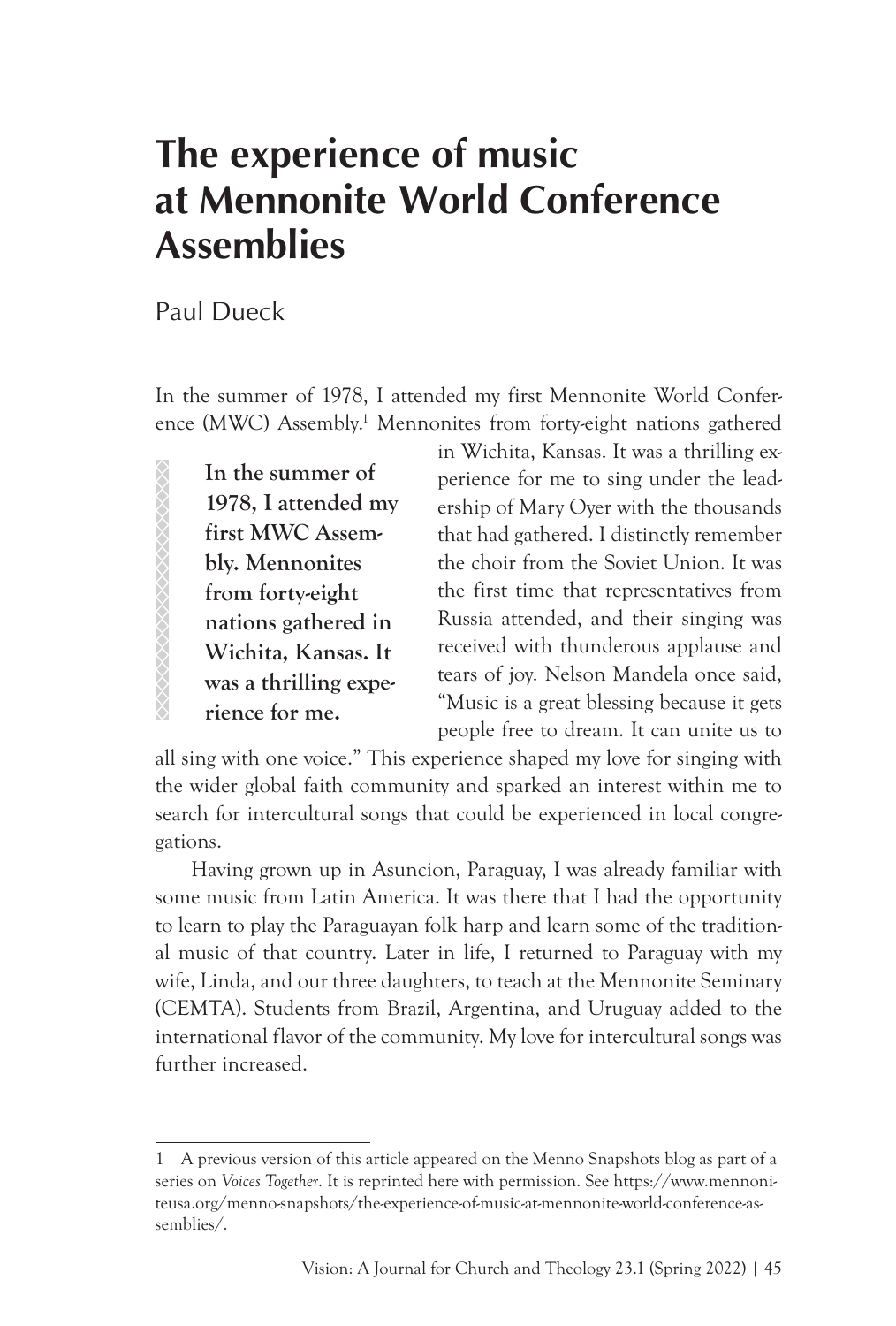# The experience of music at Mennonite World Conference Assemblies

Paul Dueck

In the summer of 1978, I attended my first Mennonite World Conference (MWC) Assembly.[1] Mennonites from forty-eight nations gathered in Wichita, Kansas. It was a thrilling experience for me to sing under the leadership of Mary Oyer with the thousands that had gathered. I distinctly remember the choir from the Soviet Union. It was the first time that representatives from Russia attended, and their singing was received with thunderous applause and tears of joy. Nelson Mandela once said, "Music is a great blessing because it gets people free to dream. It can unite us to all sing with one voice." This experience shaped my love for singing with the wider global faith community and sparked an interest within me to search for intercultural songs that could be experienced in local congregations.

> **In the summer of 1978, I attended my first MWC Assembly. Mennonites from forty-eight nations gathered in Wichita, Kansas. It was a thrilling experience for me.**

Having grown up in Asuncion, Paraguay, I was already familiar with some music from Latin America. It was there that I had the opportunity to learn to play the Paraguayan folk harp and learn some of the traditional music of that country. Later in life, I returned to Paraguay with my wife, Linda, and our three daughters, to teach at the Mennonite Seminary (CEMTA). Students from Brazil, Argentina, and Uruguay added to the international flavor of the community. My love for intercultural songs was further increased.

---

1 A previous version of this article appeared on the Menno Snapshots blog as part of a series on *Voices Together*. It is reprinted here with permission. See https://www.mennoniteusa.org/menno-snapshots/the-experience-of-music-at-mennonite-world-conference-assemblies/.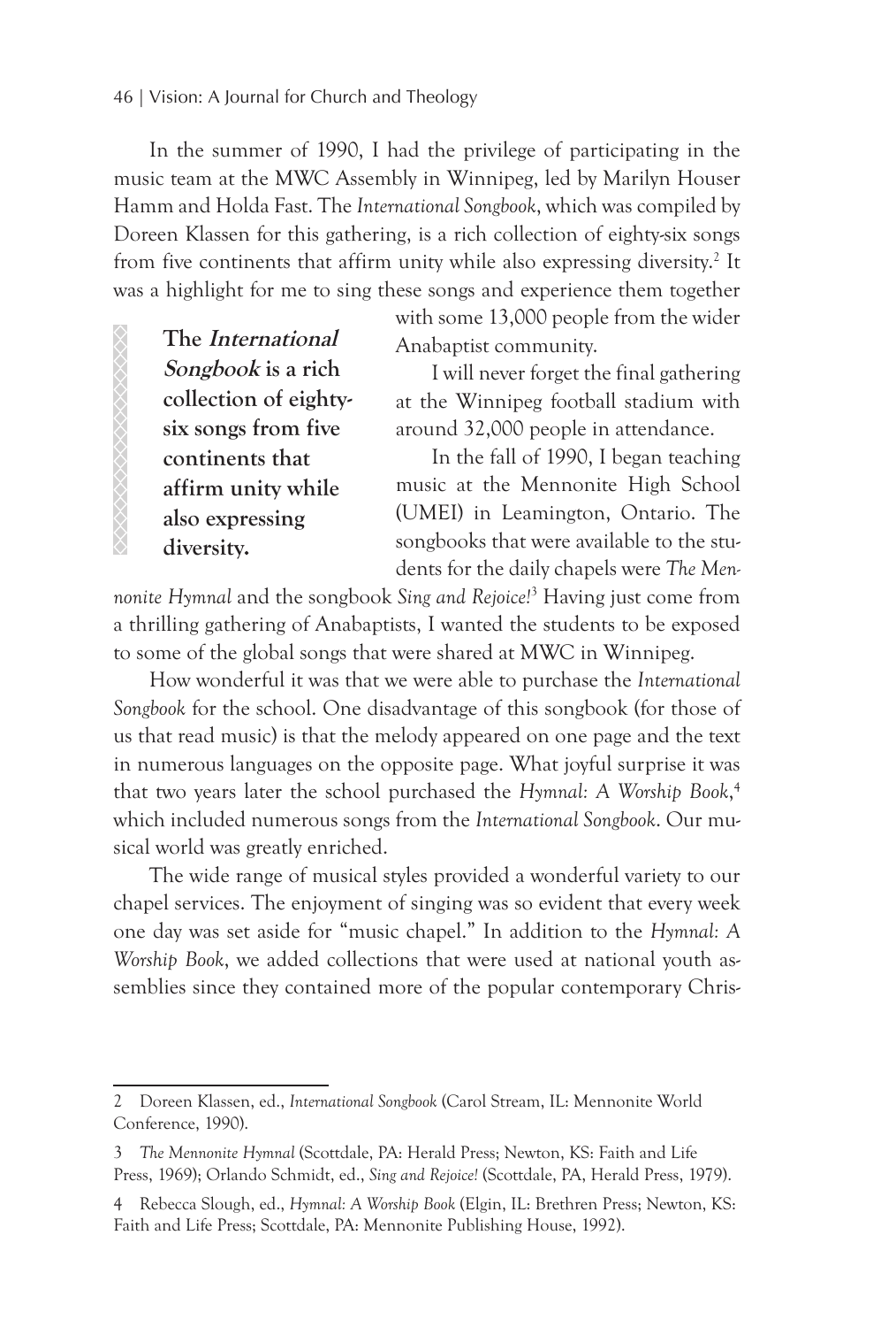In the summer of 1990, I had the privilege of participating in the music team at the MWC Assembly in Winnipeg, led by Marilyn Houser Hamm and Holda Fast. The *International Songbook*, which was compiled by Doreen Klassen for this gathering, is a rich collection of eighty-six songs from five continents that affirm unity while also expressing diversity.[2] It was a highlight for me to sing these songs and experience them together with some 13,000 people from the wider Anabaptist community.

> **The *International Songbook* is a rich collection of eighty-six songs from five continents that affirm unity while also expressing diversity.**

I will never forget the final gathering at the Winnipeg football stadium with around 32,000 people in attendance.

In the fall of 1990, I began teaching music at the Mennonite High School (UMEI) in Leamington, Ontario. The songbooks that were available to the students for the daily chapels were *The Mennonite Hymnal* and the songbook *Sing and Rejoice!*[3] Having just come from a thrilling gathering of Anabaptists, I wanted the students to be exposed to some of the global songs that were shared at MWC in Winnipeg.

How wonderful it was that we were able to purchase the *International Songbook* for the school. One disadvantage of this songbook (for those of us that read music) is that the melody appeared on one page and the text in numerous languages on the opposite page. What joyful surprise it was that two years later the school purchased the *Hymnal: A Worship Book*,[4] which included numerous songs from the *International Songbook*. Our musical world was greatly enriched.

The wide range of musical styles provided a wonderful variety to our chapel services. The enjoyment of singing was so evident that every week one day was set aside for "music chapel." In addition to the *Hymnal: A Worship Book*, we added collections that were used at national youth assemblies since they contained more of the popular contemporary Chris-

---

2 Doreen Klassen, ed., *International Songbook* (Carol Stream, IL: Mennonite World Conference, 1990).

3 *The Mennonite Hymnal* (Scottdale, PA: Herald Press; Newton, KS: Faith and Life Press, 1969); Orlando Schmidt, ed., *Sing and Rejoice!* (Scottdale, PA, Herald Press, 1979).

4 Rebecca Slough, ed., *Hymnal: A Worship Book* (Elgin, IL: Brethren Press; Newton, KS: Faith and Life Press; Scottdale, PA: Mennonite Publishing House, 1992).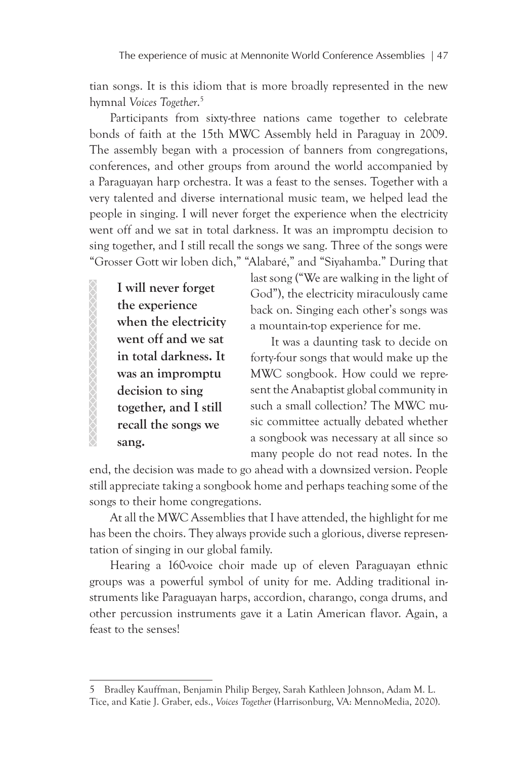tian songs. It is this idiom that is more broadly represented in the new hymnal *Voices Together*.[5]

Participants from sixty-three nations came together to celebrate bonds of faith at the 15th MWC Assembly held in Paraguay in 2009. The assembly began with a procession of banners from congregations, conferences, and other groups from around the world accompanied by a Paraguayan harp orchestra. It was a feast to the senses. Together with a very talented and diverse international music team, we helped lead the people in singing. I will never forget the experience when the electricity went off and we sat in total darkness. It was an impromptu decision to sing together, and I still recall the songs we sang. Three of the songs were "Grosser Gott wir loben dich," "Alabaré," and "Siyahamba." During that last song ("We are walking in the light of God"), the electricity miraculously came back on. Singing each other's songs was a mountain-top experience for me.

> **I will never forget the experience when the electricity went off and we sat in total darkness. It was an impromptu decision to sing together, and I still recall the songs we sang.**

It was a daunting task to decide on forty-four songs that would make up the MWC songbook. How could we represent the Anabaptist global community in such a small collection? The MWC music committee actually debated whether a songbook was necessary at all since so many people do not read notes. In the end, the decision was made to go ahead with a downsized version. People still appreciate taking a songbook home and perhaps teaching some of the songs to their home congregations.

At all the MWC Assemblies that I have attended, the highlight for me has been the choirs. They always provide such a glorious, diverse representation of singing in our global family.

Hearing a 160-voice choir made up of eleven Paraguayan ethnic groups was a powerful symbol of unity for me. Adding traditional instruments like Paraguayan harps, accordion, charango, conga drums, and other percussion instruments gave it a Latin American flavor. Again, a feast to the senses!

---

5 Bradley Kauffman, Benjamin Philip Bergey, Sarah Kathleen Johnson, Adam M. L. Tice, and Katie J. Graber, eds., *Voices Together* (Harrisonburg, VA: MennoMedia, 2020).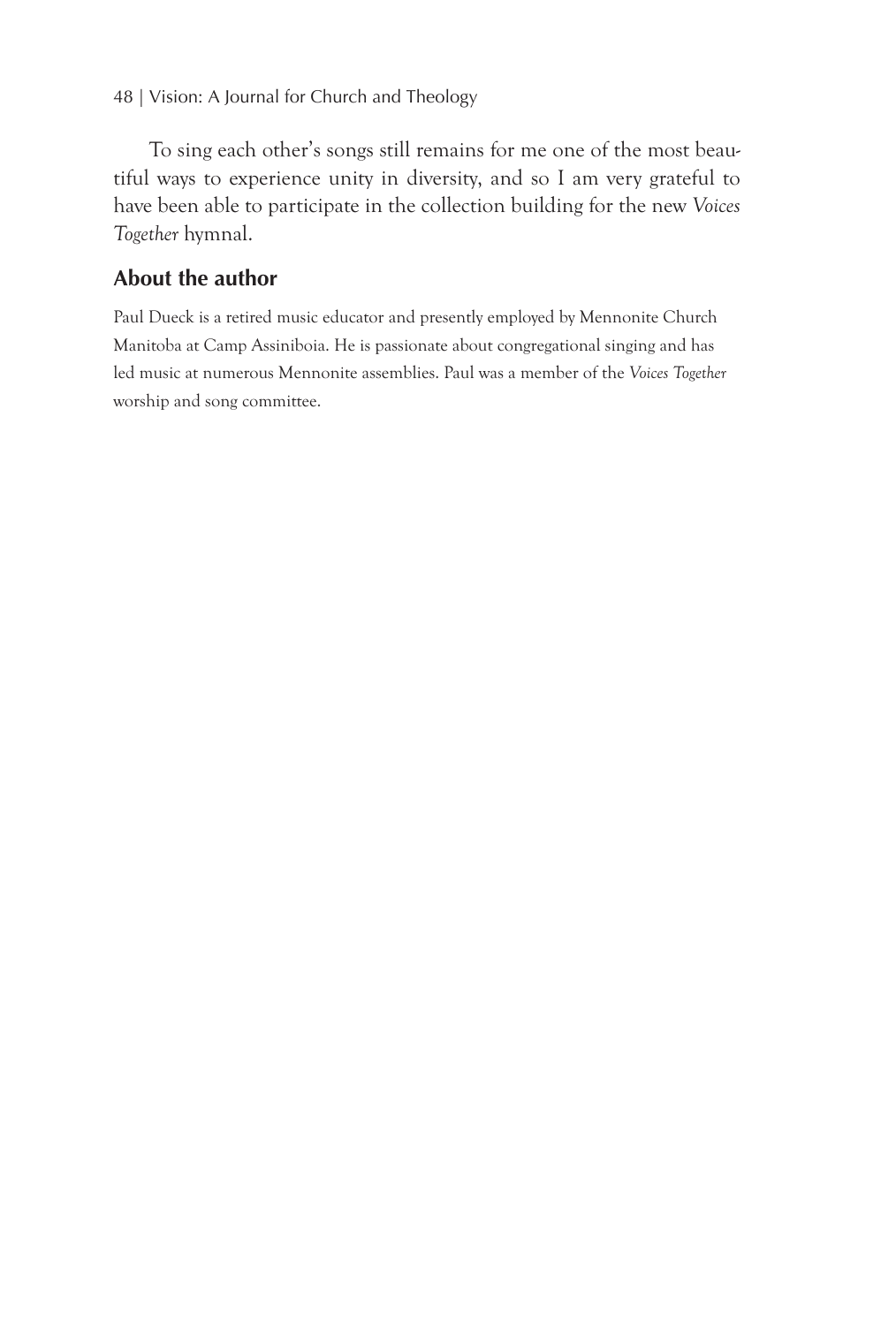To sing each other's songs still remains for me one of the most beautiful ways to experience unity in diversity, and so I am very grateful to have been able to participate in the collection building for the new *Voices Together* hymnal.

## About the author

Paul Dueck is a retired music educator and presently employed by Mennonite Church Manitoba at Camp Assiniboia. He is passionate about congregational singing and has led music at numerous Mennonite assemblies. Paul was a member of the *Voices Together* worship and song committee.